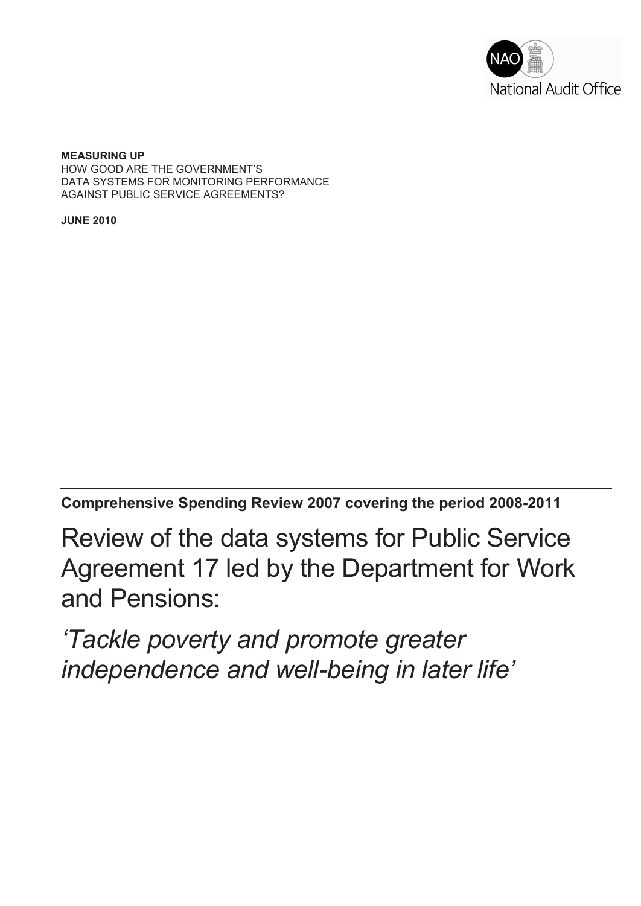NAO National Audit Office

**MEASURING UP**
HOW GOOD ARE THE GOVERNMENT'S
DATA SYSTEMS FOR MONITORING PERFORMANCE
AGAINST PUBLIC SERVICE AGREEMENTS?

**JUNE 2010**

**Comprehensive Spending Review 2007 covering the period 2008-2011**

# Review of the data systems for Public Service Agreement 17 led by the Department for Work and Pensions:

# *'Tackle poverty and promote greater independence and well-being in later life'*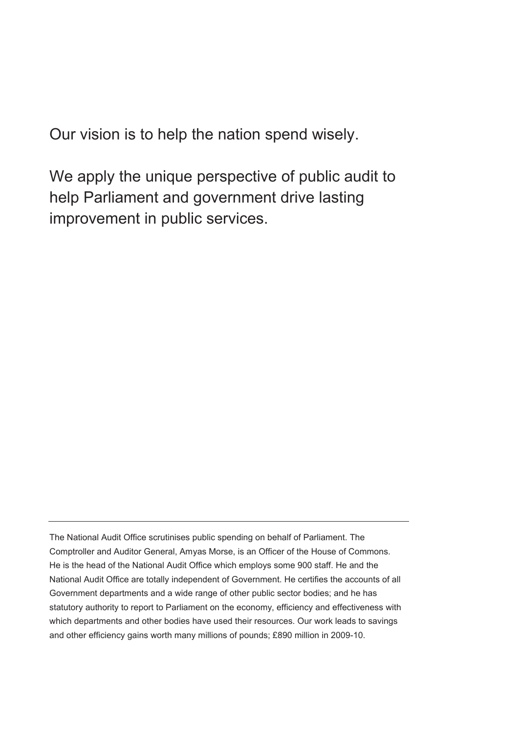Our vision is to help the nation spend wisely.

We apply the unique perspective of public audit to help Parliament and government drive lasting improvement in public services.

---

The National Audit Office scrutinises public spending on behalf of Parliament. The Comptroller and Auditor General, Amyas Morse, is an Officer of the House of Commons. He is the head of the National Audit Office which employs some 900 staff. He and the National Audit Office are totally independent of Government. He certifies the accounts of all Government departments and a wide range of other public sector bodies; and he has statutory authority to report to Parliament on the economy, efficiency and effectiveness with which departments and other bodies have used their resources. Our work leads to savings and other efficiency gains worth many millions of pounds; £890 million in 2009-10.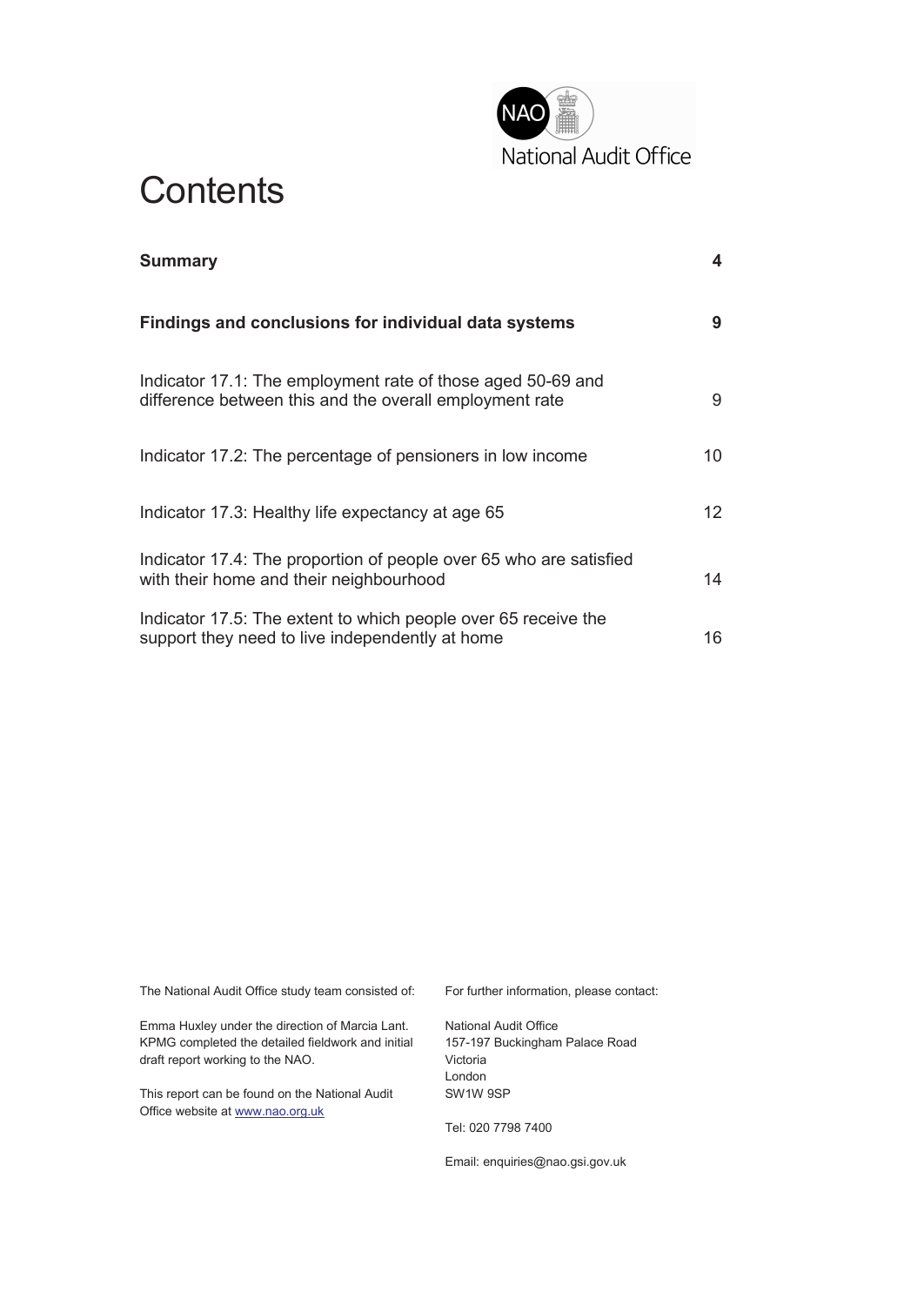# Contents

| | |
|---|---|
| **Summary** | **4** |
| **Findings and conclusions for individual data systems** | **9** |
| Indicator 17.1: The employment rate of those aged 50-69 and difference between this and the overall employment rate | 9 |
| Indicator 17.2: The percentage of pensioners in low income | 10 |
| Indicator 17.3: Healthy life expectancy at age 65 | 12 |
| Indicator 17.4: The proportion of people over 65 who are satisfied with their home and their neighbourhood | 14 |
| Indicator 17.5: The extent to which people over 65 receive the support they need to live independently at home | 16 |

The National Audit Office study team consisted of:

Emma Huxley under the direction of Marcia Lant. KPMG completed the detailed fieldwork and initial draft report working to the NAO.

This report can be found on the National Audit Office website at www.nao.org.uk

For further information, please contact:

National Audit Office
157-197 Buckingham Palace Road
Victoria
London
SW1W 9SP

Tel: 020 7798 7400

Email: enquiries@nao.gsi.gov.uk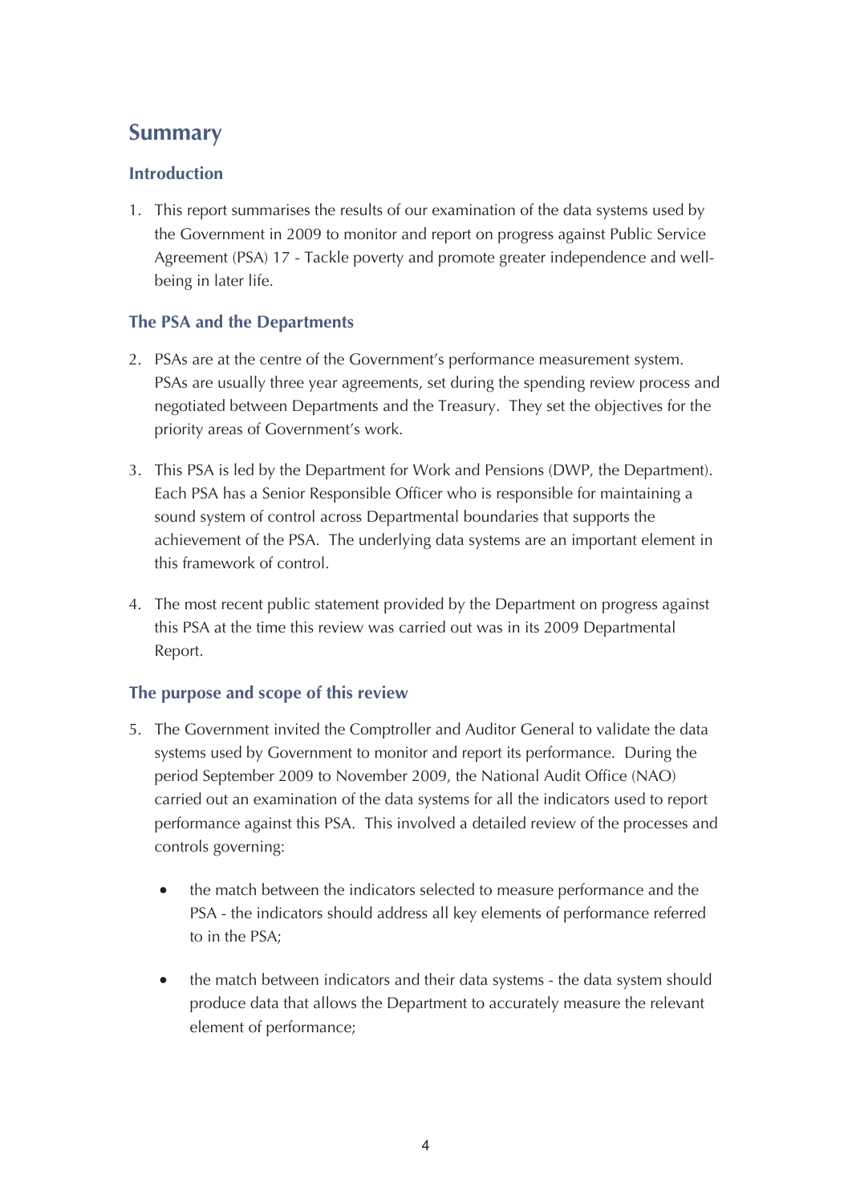## Summary

### Introduction

1. This report summarises the results of our examination of the data systems used by the Government in 2009 to monitor and report on progress against Public Service Agreement (PSA) 17 - Tackle poverty and promote greater independence and well-being in later life.

### The PSA and the Departments

2. PSAs are at the centre of the Government's performance measurement system. PSAs are usually three year agreements, set during the spending review process and negotiated between Departments and the Treasury. They set the objectives for the priority areas of Government's work.

3. This PSA is led by the Department for Work and Pensions (DWP, the Department). Each PSA has a Senior Responsible Officer who is responsible for maintaining a sound system of control across Departmental boundaries that supports the achievement of the PSA. The underlying data systems are an important element in this framework of control.

4. The most recent public statement provided by the Department on progress against this PSA at the time this review was carried out was in its 2009 Departmental Report.

### The purpose and scope of this review

5. The Government invited the Comptroller and Auditor General to validate the data systems used by Government to monitor and report its performance. During the period September 2009 to November 2009, the National Audit Office (NAO) carried out an examination of the data systems for all the indicators used to report performance against this PSA. This involved a detailed review of the processes and controls governing:

   - the match between the indicators selected to measure performance and the PSA - the indicators should address all key elements of performance referred to in the PSA;

   - the match between indicators and their data systems - the data system should produce data that allows the Department to accurately measure the relevant element of performance;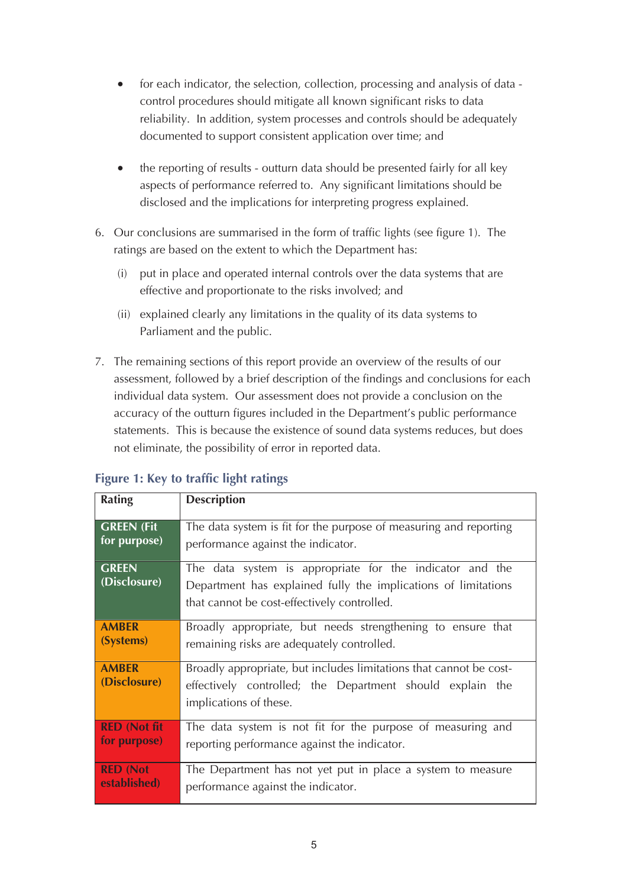- for each indicator, the selection, collection, processing and analysis of data - control procedures should mitigate all known significant risks to data reliability. In addition, system processes and controls should be adequately documented to support consistent application over time; and

- the reporting of results - outturn data should be presented fairly for all key aspects of performance referred to. Any significant limitations should be disclosed and the implications for interpreting progress explained.

6. Our conclusions are summarised in the form of traffic lights (see figure 1). The ratings are based on the extent to which the Department has:

   (i) put in place and operated internal controls over the data systems that are effective and proportionate to the risks involved; and

   (ii) explained clearly any limitations in the quality of its data systems to Parliament and the public.

7. The remaining sections of this report provide an overview of the results of our assessment, followed by a brief description of the findings and conclusions for each individual data system. Our assessment does not provide a conclusion on the accuracy of the outturn figures included in the Department's public performance statements. This is because the existence of sound data systems reduces, but does not eliminate, the possibility of error in reported data.

**Figure 1: Key to traffic light ratings**

| Rating | Description |
|---|---|
| **GREEN (Fit for purpose)** | The data system is fit for the purpose of measuring and reporting performance against the indicator. |
| **GREEN (Disclosure)** | The data system is appropriate for the indicator and the Department has explained fully the implications of limitations that cannot be cost-effectively controlled. |
| **AMBER (Systems)** | Broadly appropriate, but needs strengthening to ensure that remaining risks are adequately controlled. |
| **AMBER (Disclosure)** | Broadly appropriate, but includes limitations that cannot be cost-effectively controlled; the Department should explain the implications of these. |
| **RED (Not fit for purpose)** | The data system is not fit for the purpose of measuring and reporting performance against the indicator. |
| **RED (Not established)** | The Department has not yet put in place a system to measure performance against the indicator. |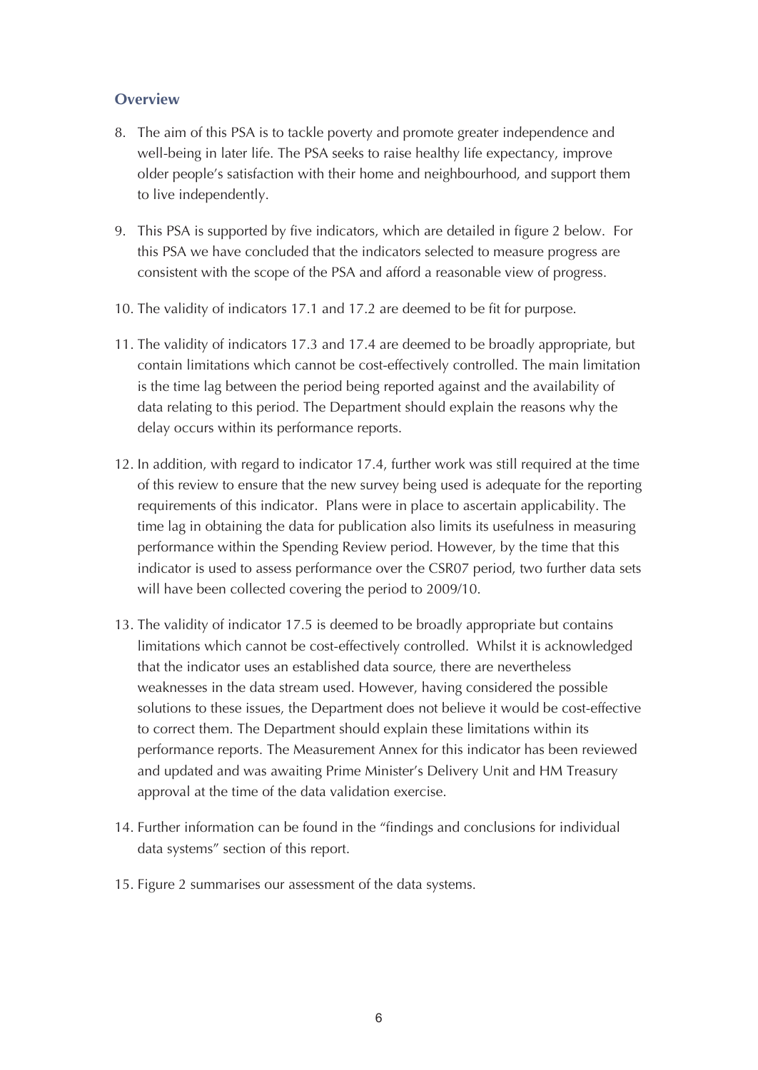## Overview

8. The aim of this PSA is to tackle poverty and promote greater independence and well-being in later life. The PSA seeks to raise healthy life expectancy, improve older people's satisfaction with their home and neighbourhood, and support them to live independently.

9. This PSA is supported by five indicators, which are detailed in figure 2 below. For this PSA we have concluded that the indicators selected to measure progress are consistent with the scope of the PSA and afford a reasonable view of progress.

10. The validity of indicators 17.1 and 17.2 are deemed to be fit for purpose.

11. The validity of indicators 17.3 and 17.4 are deemed to be broadly appropriate, but contain limitations which cannot be cost-effectively controlled. The main limitation is the time lag between the period being reported against and the availability of data relating to this period. The Department should explain the reasons why the delay occurs within its performance reports.

12. In addition, with regard to indicator 17.4, further work was still required at the time of this review to ensure that the new survey being used is adequate for the reporting requirements of this indicator. Plans were in place to ascertain applicability. The time lag in obtaining the data for publication also limits its usefulness in measuring performance within the Spending Review period. However, by the time that this indicator is used to assess performance over the CSR07 period, two further data sets will have been collected covering the period to 2009/10.

13. The validity of indicator 17.5 is deemed to be broadly appropriate but contains limitations which cannot be cost-effectively controlled. Whilst it is acknowledged that the indicator uses an established data source, there are nevertheless weaknesses in the data stream used. However, having considered the possible solutions to these issues, the Department does not believe it would be cost-effective to correct them. The Department should explain these limitations within its performance reports. The Measurement Annex for this indicator has been reviewed and updated and was awaiting Prime Minister's Delivery Unit and HM Treasury approval at the time of the data validation exercise.

14. Further information can be found in the "findings and conclusions for individual data systems" section of this report.

15. Figure 2 summarises our assessment of the data systems.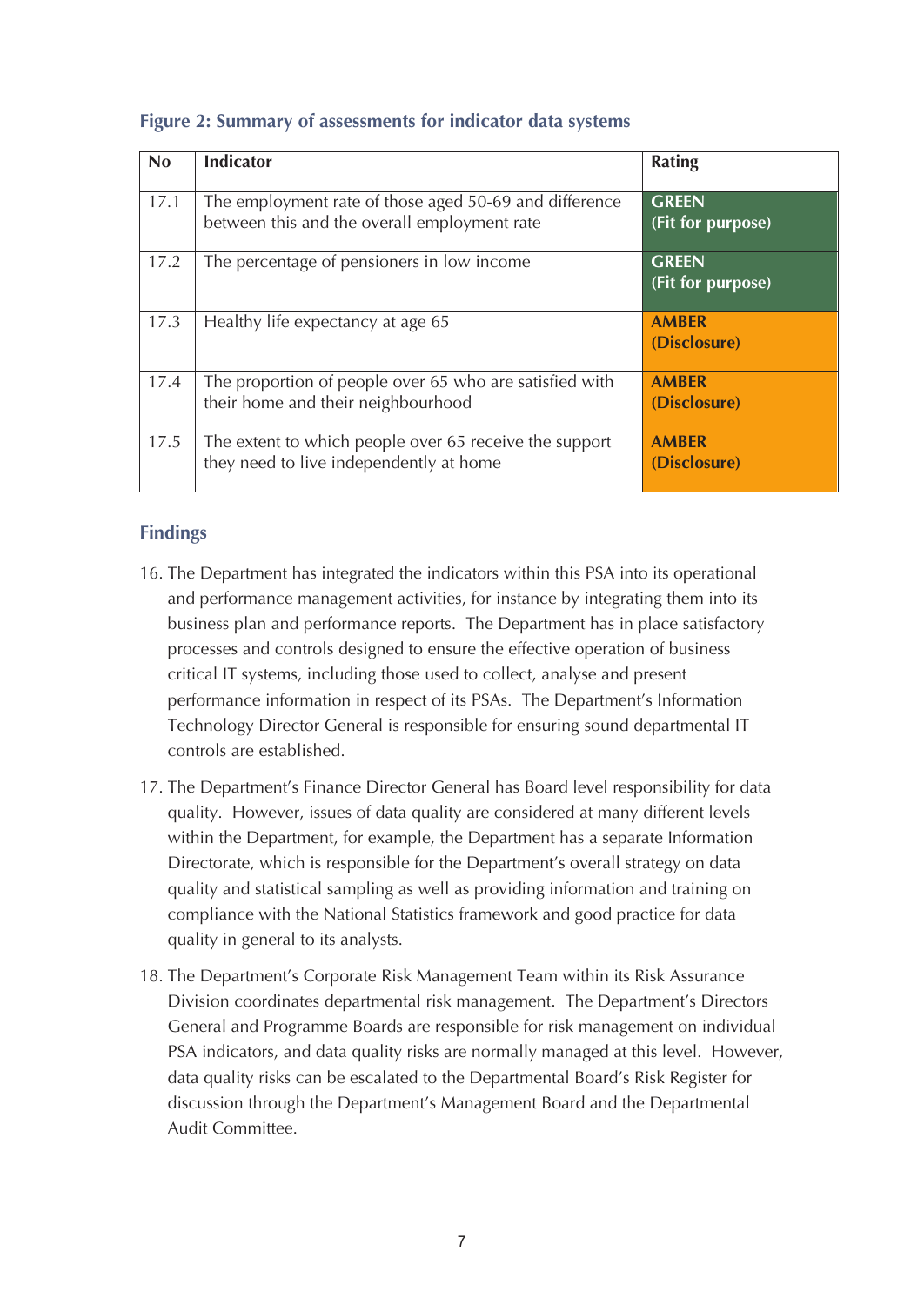**Figure 2: Summary of assessments for indicator data systems**

| No | Indicator | Rating |
|---|---|---|
| 17.1 | The employment rate of those aged 50-69 and difference between this and the overall employment rate | **GREEN (Fit for purpose)** |
| 17.2 | The percentage of pensioners in low income | **GREEN (Fit for purpose)** |
| 17.3 | Healthy life expectancy at age 65 | **AMBER (Disclosure)** |
| 17.4 | The proportion of people over 65 who are satisfied with their home and their neighbourhood | **AMBER (Disclosure)** |
| 17.5 | The extent to which people over 65 receive the support they need to live independently at home | **AMBER (Disclosure)** |

## Findings

16. The Department has integrated the indicators within this PSA into its operational and performance management activities, for instance by integrating them into its business plan and performance reports. The Department has in place satisfactory processes and controls designed to ensure the effective operation of business critical IT systems, including those used to collect, analyse and present performance information in respect of its PSAs. The Department's Information Technology Director General is responsible for ensuring sound departmental IT controls are established.

17. The Department's Finance Director General has Board level responsibility for data quality. However, issues of data quality are considered at many different levels within the Department, for example, the Department has a separate Information Directorate, which is responsible for the Department's overall strategy on data quality and statistical sampling as well as providing information and training on compliance with the National Statistics framework and good practice for data quality in general to its analysts.

18. The Department's Corporate Risk Management Team within its Risk Assurance Division coordinates departmental risk management. The Department's Directors General and Programme Boards are responsible for risk management on individual PSA indicators, and data quality risks are normally managed at this level. However, data quality risks can be escalated to the Departmental Board's Risk Register for discussion through the Department's Management Board and the Departmental Audit Committee.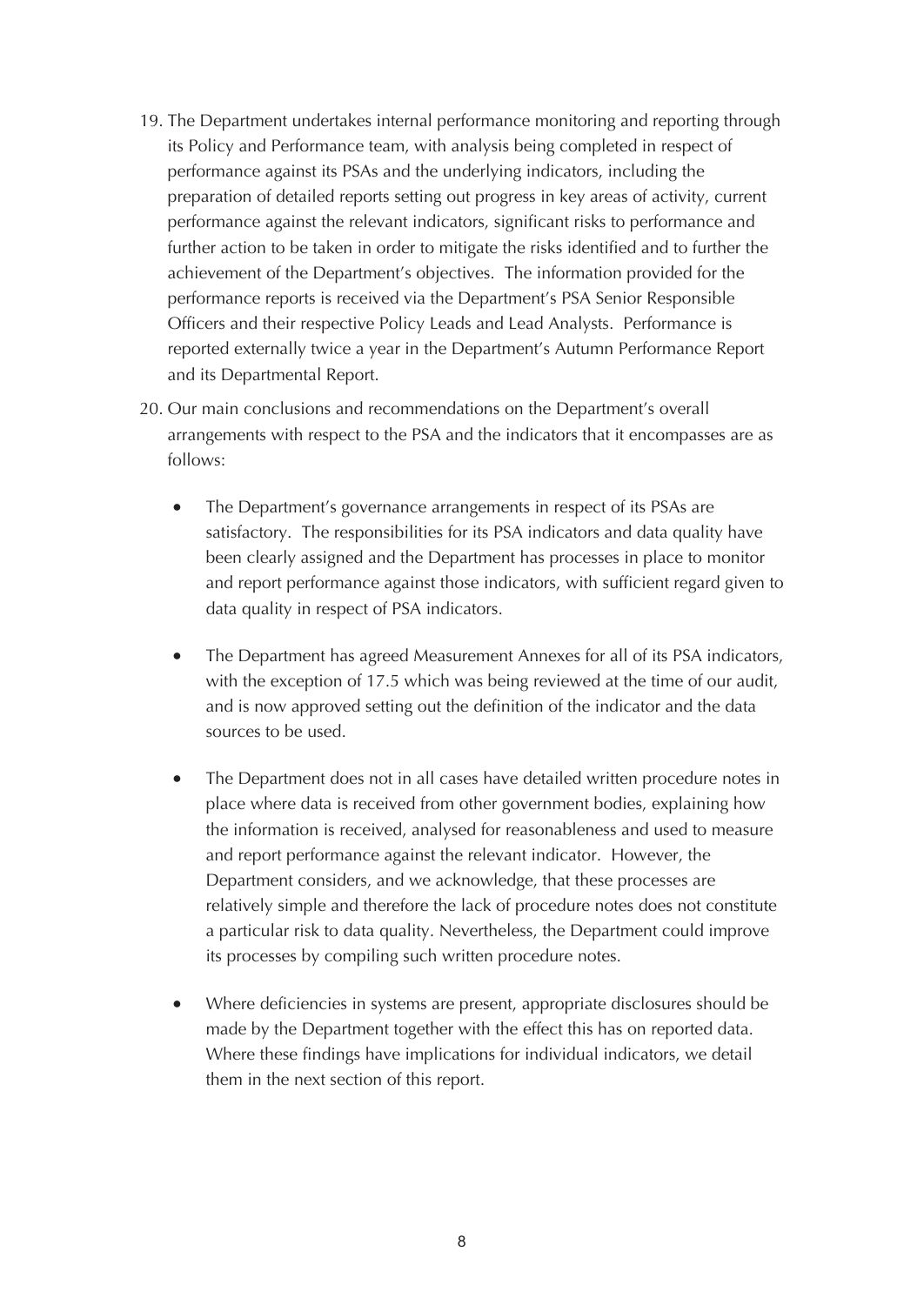19. The Department undertakes internal performance monitoring and reporting through its Policy and Performance team, with analysis being completed in respect of performance against its PSAs and the underlying indicators, including the preparation of detailed reports setting out progress in key areas of activity, current performance against the relevant indicators, significant risks to performance and further action to be taken in order to mitigate the risks identified and to further the achievement of the Department's objectives. The information provided for the performance reports is received via the Department's PSA Senior Responsible Officers and their respective Policy Leads and Lead Analysts. Performance is reported externally twice a year in the Department's Autumn Performance Report and its Departmental Report.

20. Our main conclusions and recommendations on the Department's overall arrangements with respect to the PSA and the indicators that it encompasses are as follows:

    - The Department's governance arrangements in respect of its PSAs are satisfactory. The responsibilities for its PSA indicators and data quality have been clearly assigned and the Department has processes in place to monitor and report performance against those indicators, with sufficient regard given to data quality in respect of PSA indicators.

    - The Department has agreed Measurement Annexes for all of its PSA indicators, with the exception of 17.5 which was being reviewed at the time of our audit, and is now approved setting out the definition of the indicator and the data sources to be used.

    - The Department does not in all cases have detailed written procedure notes in place where data is received from other government bodies, explaining how the information is received, analysed for reasonableness and used to measure and report performance against the relevant indicator. However, the Department considers, and we acknowledge, that these processes are relatively simple and therefore the lack of procedure notes does not constitute a particular risk to data quality. Nevertheless, the Department could improve its processes by compiling such written procedure notes.

    - Where deficiencies in systems are present, appropriate disclosures should be made by the Department together with the effect this has on reported data. Where these findings have implications for individual indicators, we detail them in the next section of this report.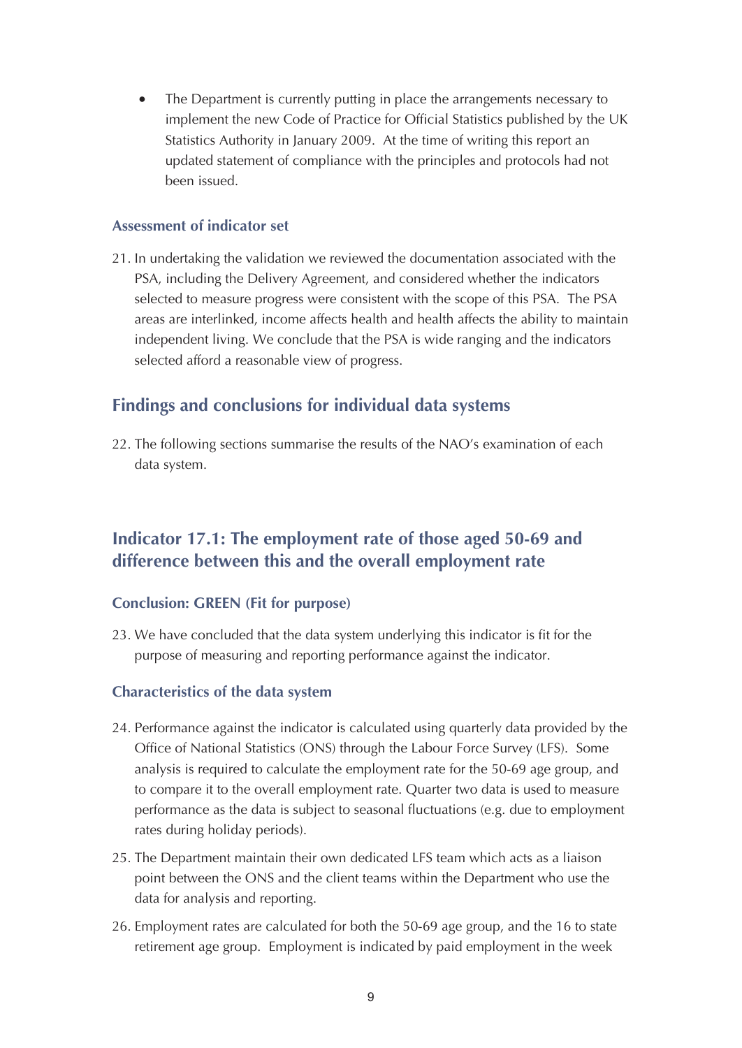- The Department is currently putting in place the arrangements necessary to implement the new Code of Practice for Official Statistics published by the UK Statistics Authority in January 2009. At the time of writing this report an updated statement of compliance with the principles and protocols had not been issued.

### Assessment of indicator set

21. In undertaking the validation we reviewed the documentation associated with the PSA, including the Delivery Agreement, and considered whether the indicators selected to measure progress were consistent with the scope of this PSA. The PSA areas are interlinked, income affects health and health affects the ability to maintain independent living. We conclude that the PSA is wide ranging and the indicators selected afford a reasonable view of progress.

## Findings and conclusions for individual data systems

22. The following sections summarise the results of the NAO's examination of each data system.

## Indicator 17.1: The employment rate of those aged 50-69 and difference between this and the overall employment rate

### Conclusion: GREEN (Fit for purpose)

23. We have concluded that the data system underlying this indicator is fit for the purpose of measuring and reporting performance against the indicator.

### Characteristics of the data system

24. Performance against the indicator is calculated using quarterly data provided by the Office of National Statistics (ONS) through the Labour Force Survey (LFS). Some analysis is required to calculate the employment rate for the 50-69 age group, and to compare it to the overall employment rate. Quarter two data is used to measure performance as the data is subject to seasonal fluctuations (e.g. due to employment rates during holiday periods).

25. The Department maintain their own dedicated LFS team which acts as a liaison point between the ONS and the client teams within the Department who use the data for analysis and reporting.

26. Employment rates are calculated for both the 50-69 age group, and the 16 to state retirement age group. Employment is indicated by paid employment in the week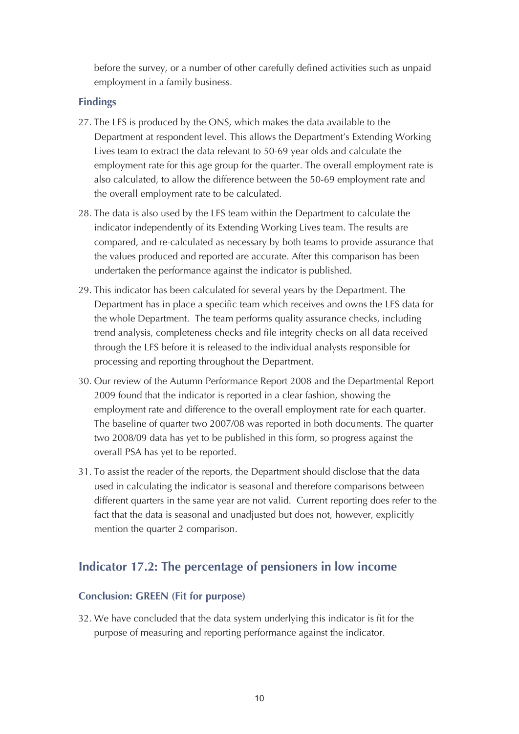before the survey, or a number of other carefully defined activities such as unpaid employment in a family business.

### Findings

27. The LFS is produced by the ONS, which makes the data available to the Department at respondent level. This allows the Department's Extending Working Lives team to extract the data relevant to 50-69 year olds and calculate the employment rate for this age group for the quarter. The overall employment rate is also calculated, to allow the difference between the 50-69 employment rate and the overall employment rate to be calculated.

28. The data is also used by the LFS team within the Department to calculate the indicator independently of its Extending Working Lives team. The results are compared, and re-calculated as necessary by both teams to provide assurance that the values produced and reported are accurate. After this comparison has been undertaken the performance against the indicator is published.

29. This indicator has been calculated for several years by the Department. The Department has in place a specific team which receives and owns the LFS data for the whole Department. The team performs quality assurance checks, including trend analysis, completeness checks and file integrity checks on all data received through the LFS before it is released to the individual analysts responsible for processing and reporting throughout the Department.

30. Our review of the Autumn Performance Report 2008 and the Departmental Report 2009 found that the indicator is reported in a clear fashion, showing the employment rate and difference to the overall employment rate for each quarter. The baseline of quarter two 2007/08 was reported in both documents. The quarter two 2008/09 data has yet to be published in this form, so progress against the overall PSA has yet to be reported.

31. To assist the reader of the reports, the Department should disclose that the data used in calculating the indicator is seasonal and therefore comparisons between different quarters in the same year are not valid. Current reporting does refer to the fact that the data is seasonal and unadjusted but does not, however, explicitly mention the quarter 2 comparison.

## Indicator 17.2: The percentage of pensioners in low income

### Conclusion: GREEN (Fit for purpose)

32. We have concluded that the data system underlying this indicator is fit for the purpose of measuring and reporting performance against the indicator.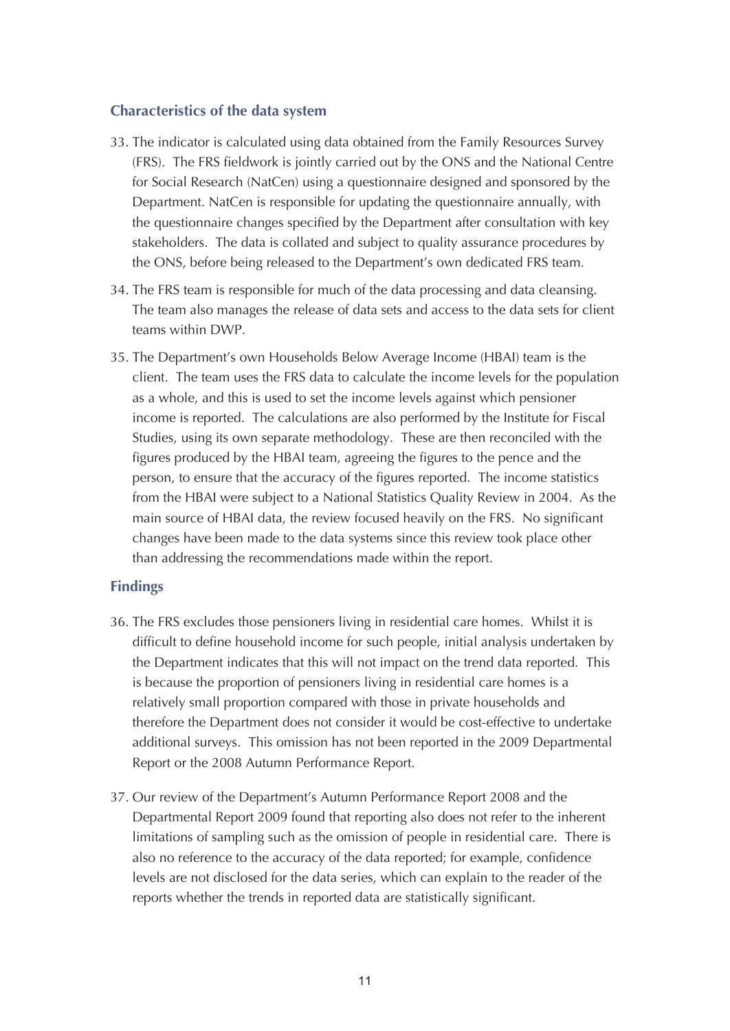## Characteristics of the data system

33. The indicator is calculated using data obtained from the Family Resources Survey (FRS). The FRS fieldwork is jointly carried out by the ONS and the National Centre for Social Research (NatCen) using a questionnaire designed and sponsored by the Department. NatCen is responsible for updating the questionnaire annually, with the questionnaire changes specified by the Department after consultation with key stakeholders. The data is collated and subject to quality assurance procedures by the ONS, before being released to the Department's own dedicated FRS team.

34. The FRS team is responsible for much of the data processing and data cleansing. The team also manages the release of data sets and access to the data sets for client teams within DWP.

35. The Department's own Households Below Average Income (HBAI) team is the client. The team uses the FRS data to calculate the income levels for the population as a whole, and this is used to set the income levels against which pensioner income is reported. The calculations are also performed by the Institute for Fiscal Studies, using its own separate methodology. These are then reconciled with the figures produced by the HBAI team, agreeing the figures to the pence and the person, to ensure that the accuracy of the figures reported. The income statistics from the HBAI were subject to a National Statistics Quality Review in 2004. As the main source of HBAI data, the review focused heavily on the FRS. No significant changes have been made to the data systems since this review took place other than addressing the recommendations made within the report.

## Findings

36. The FRS excludes those pensioners living in residential care homes. Whilst it is difficult to define household income for such people, initial analysis undertaken by the Department indicates that this will not impact on the trend data reported. This is because the proportion of pensioners living in residential care homes is a relatively small proportion compared with those in private households and therefore the Department does not consider it would be cost-effective to undertake additional surveys. This omission has not been reported in the 2009 Departmental Report or the 2008 Autumn Performance Report.

37. Our review of the Department's Autumn Performance Report 2008 and the Departmental Report 2009 found that reporting also does not refer to the inherent limitations of sampling such as the omission of people in residential care. There is also no reference to the accuracy of the data reported; for example, confidence levels are not disclosed for the data series, which can explain to the reader of the reports whether the trends in reported data are statistically significant.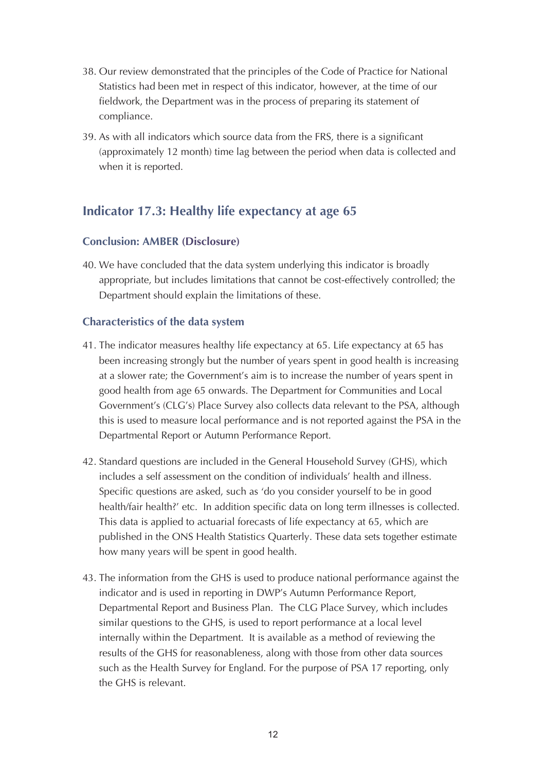38. Our review demonstrated that the principles of the Code of Practice for National Statistics had been met in respect of this indicator, however, at the time of our fieldwork, the Department was in the process of preparing its statement of compliance.

39. As with all indicators which source data from the FRS, there is a significant (approximately 12 month) time lag between the period when data is collected and when it is reported.

## Indicator 17.3: Healthy life expectancy at age 65

### Conclusion: AMBER (Disclosure)

40. We have concluded that the data system underlying this indicator is broadly appropriate, but includes limitations that cannot be cost-effectively controlled; the Department should explain the limitations of these.

### Characteristics of the data system

41. The indicator measures healthy life expectancy at 65. Life expectancy at 65 has been increasing strongly but the number of years spent in good health is increasing at a slower rate; the Government's aim is to increase the number of years spent in good health from age 65 onwards. The Department for Communities and Local Government's (CLG's) Place Survey also collects data relevant to the PSA, although this is used to measure local performance and is not reported against the PSA in the Departmental Report or Autumn Performance Report.

42. Standard questions are included in the General Household Survey (GHS), which includes a self assessment on the condition of individuals' health and illness. Specific questions are asked, such as 'do you consider yourself to be in good health/fair health?' etc. In addition specific data on long term illnesses is collected. This data is applied to actuarial forecasts of life expectancy at 65, which are published in the ONS Health Statistics Quarterly. These data sets together estimate how many years will be spent in good health.

43. The information from the GHS is used to produce national performance against the indicator and is used in reporting in DWP's Autumn Performance Report, Departmental Report and Business Plan. The CLG Place Survey, which includes similar questions to the GHS, is used to report performance at a local level internally within the Department. It is available as a method of reviewing the results of the GHS for reasonableness, along with those from other data sources such as the Health Survey for England. For the purpose of PSA 17 reporting, only the GHS is relevant.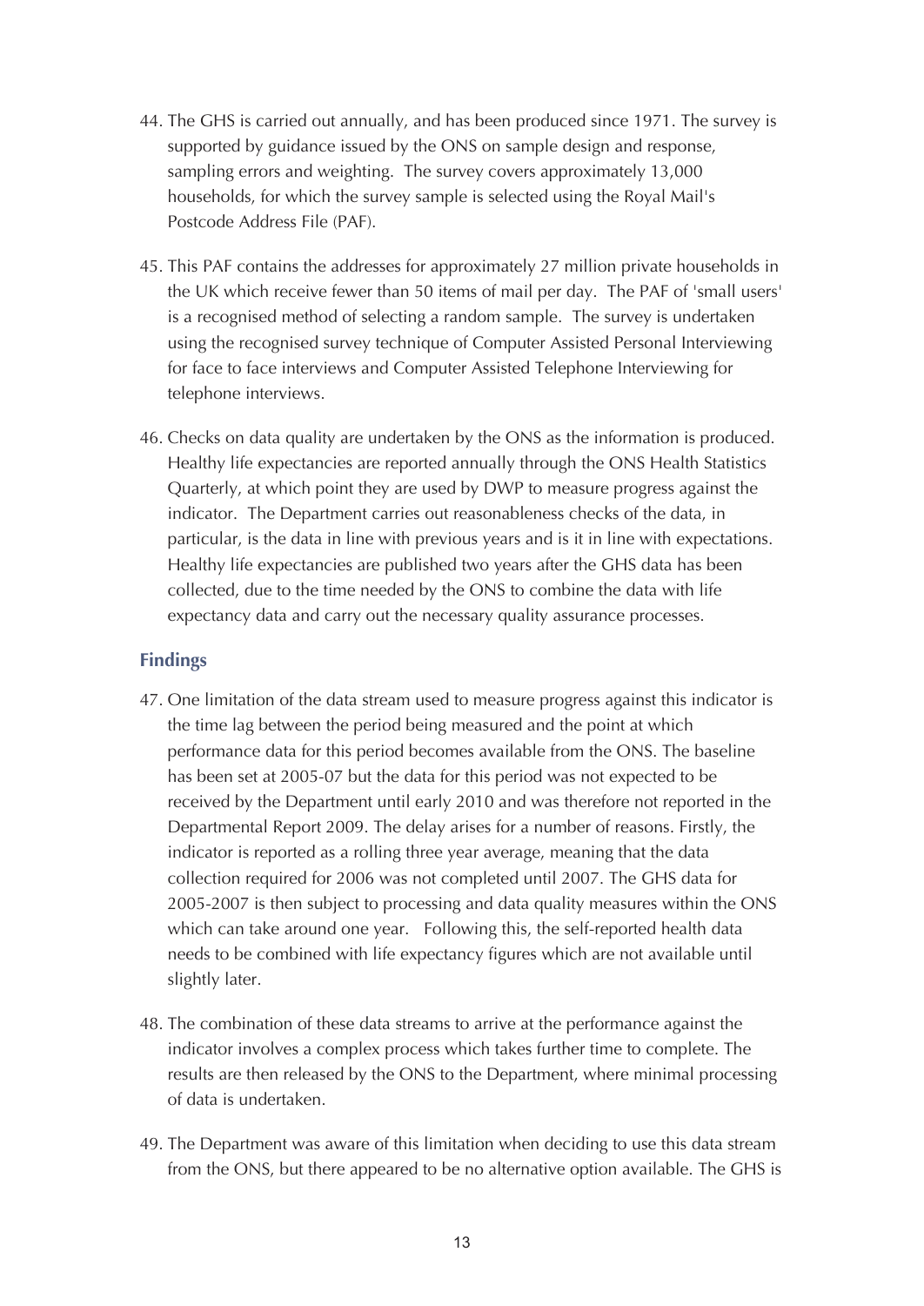44. The GHS is carried out annually, and has been produced since 1971. The survey is supported by guidance issued by the ONS on sample design and response, sampling errors and weighting. The survey covers approximately 13,000 households, for which the survey sample is selected using the Royal Mail's Postcode Address File (PAF).

45. This PAF contains the addresses for approximately 27 million private households in the UK which receive fewer than 50 items of mail per day. The PAF of 'small users' is a recognised method of selecting a random sample. The survey is undertaken using the recognised survey technique of Computer Assisted Personal Interviewing for face to face interviews and Computer Assisted Telephone Interviewing for telephone interviews.

46. Checks on data quality are undertaken by the ONS as the information is produced. Healthy life expectancies are reported annually through the ONS Health Statistics Quarterly, at which point they are used by DWP to measure progress against the indicator. The Department carries out reasonableness checks of the data, in particular, is the data in line with previous years and is it in line with expectations. Healthy life expectancies are published two years after the GHS data has been collected, due to the time needed by the ONS to combine the data with life expectancy data and carry out the necessary quality assurance processes.

## Findings

47. One limitation of the data stream used to measure progress against this indicator is the time lag between the period being measured and the point at which performance data for this period becomes available from the ONS. The baseline has been set at 2005-07 but the data for this period was not expected to be received by the Department until early 2010 and was therefore not reported in the Departmental Report 2009. The delay arises for a number of reasons. Firstly, the indicator is reported as a rolling three year average, meaning that the data collection required for 2006 was not completed until 2007. The GHS data for 2005-2007 is then subject to processing and data quality measures within the ONS which can take around one year. Following this, the self-reported health data needs to be combined with life expectancy figures which are not available until slightly later.

48. The combination of these data streams to arrive at the performance against the indicator involves a complex process which takes further time to complete. The results are then released by the ONS to the Department, where minimal processing of data is undertaken.

49. The Department was aware of this limitation when deciding to use this data stream from the ONS, but there appeared to be no alternative option available. The GHS is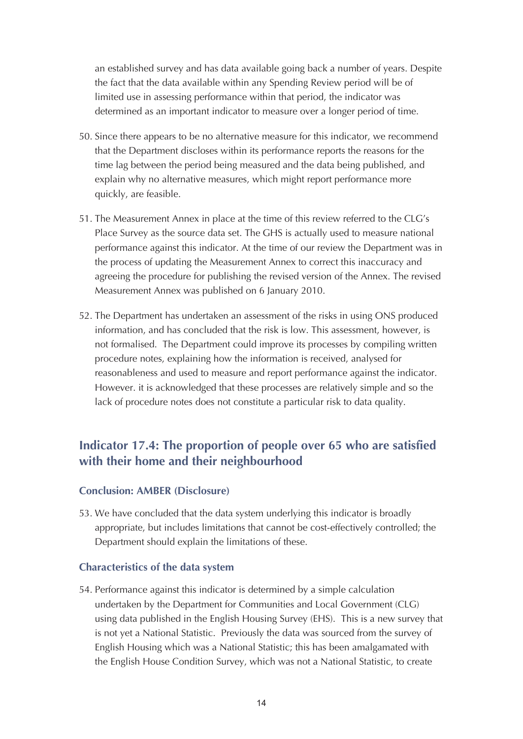an established survey and has data available going back a number of years. Despite the fact that the data available within any Spending Review period will be of limited use in assessing performance within that period, the indicator was determined as an important indicator to measure over a longer period of time.

50. Since there appears to be no alternative measure for this indicator, we recommend that the Department discloses within its performance reports the reasons for the time lag between the period being measured and the data being published, and explain why no alternative measures, which might report performance more quickly, are feasible.

51. The Measurement Annex in place at the time of this review referred to the CLG's Place Survey as the source data set. The GHS is actually used to measure national performance against this indicator. At the time of our review the Department was in the process of updating the Measurement Annex to correct this inaccuracy and agreeing the procedure for publishing the revised version of the Annex. The revised Measurement Annex was published on 6 January 2010.

52. The Department has undertaken an assessment of the risks in using ONS produced information, and has concluded that the risk is low. This assessment, however, is not formalised. The Department could improve its processes by compiling written procedure notes, explaining how the information is received, analysed for reasonableness and used to measure and report performance against the indicator. However. it is acknowledged that these processes are relatively simple and so the lack of procedure notes does not constitute a particular risk to data quality.

## Indicator 17.4: The proportion of people over 65 who are satisfied with their home and their neighbourhood

### Conclusion: AMBER (Disclosure)

53. We have concluded that the data system underlying this indicator is broadly appropriate, but includes limitations that cannot be cost-effectively controlled; the Department should explain the limitations of these.

### Characteristics of the data system

54. Performance against this indicator is determined by a simple calculation undertaken by the Department for Communities and Local Government (CLG) using data published in the English Housing Survey (EHS). This is a new survey that is not yet a National Statistic. Previously the data was sourced from the survey of English Housing which was a National Statistic; this has been amalgamated with the English House Condition Survey, which was not a National Statistic, to create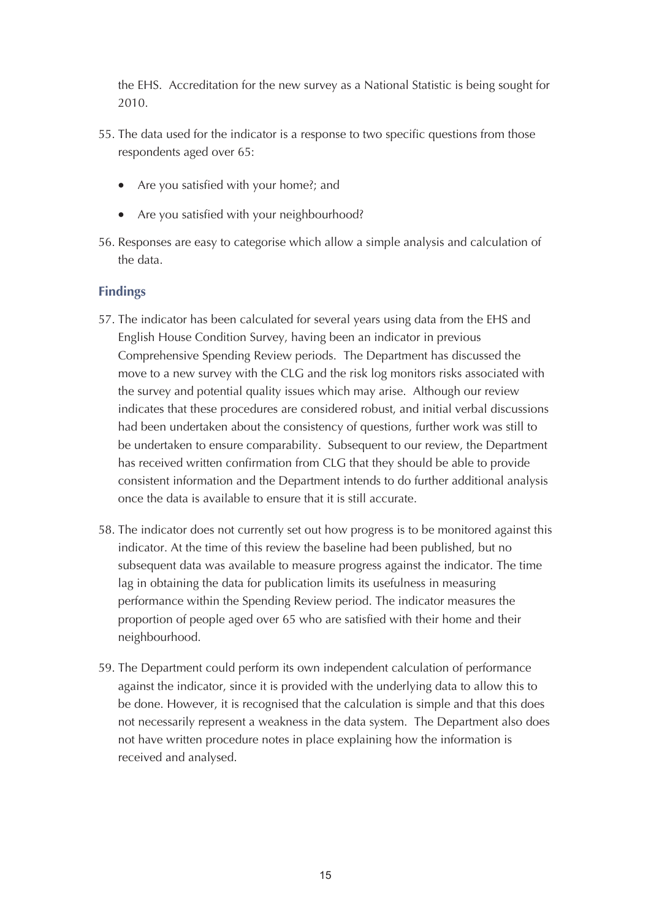the EHS. Accreditation for the new survey as a National Statistic is being sought for 2010.

55. The data used for the indicator is a response to two specific questions from those respondents aged over 65:

    - Are you satisfied with your home?; and
    - Are you satisfied with your neighbourhood?

56. Responses are easy to categorise which allow a simple analysis and calculation of the data.

## Findings

57. The indicator has been calculated for several years using data from the EHS and English House Condition Survey, having been an indicator in previous Comprehensive Spending Review periods. The Department has discussed the move to a new survey with the CLG and the risk log monitors risks associated with the survey and potential quality issues which may arise. Although our review indicates that these procedures are considered robust, and initial verbal discussions had been undertaken about the consistency of questions, further work was still to be undertaken to ensure comparability. Subsequent to our review, the Department has received written confirmation from CLG that they should be able to provide consistent information and the Department intends to do further additional analysis once the data is available to ensure that it is still accurate.

58. The indicator does not currently set out how progress is to be monitored against this indicator. At the time of this review the baseline had been published, but no subsequent data was available to measure progress against the indicator. The time lag in obtaining the data for publication limits its usefulness in measuring performance within the Spending Review period. The indicator measures the proportion of people aged over 65 who are satisfied with their home and their neighbourhood.

59. The Department could perform its own independent calculation of performance against the indicator, since it is provided with the underlying data to allow this to be done. However, it is recognised that the calculation is simple and that this does not necessarily represent a weakness in the data system. The Department also does not have written procedure notes in place explaining how the information is received and analysed.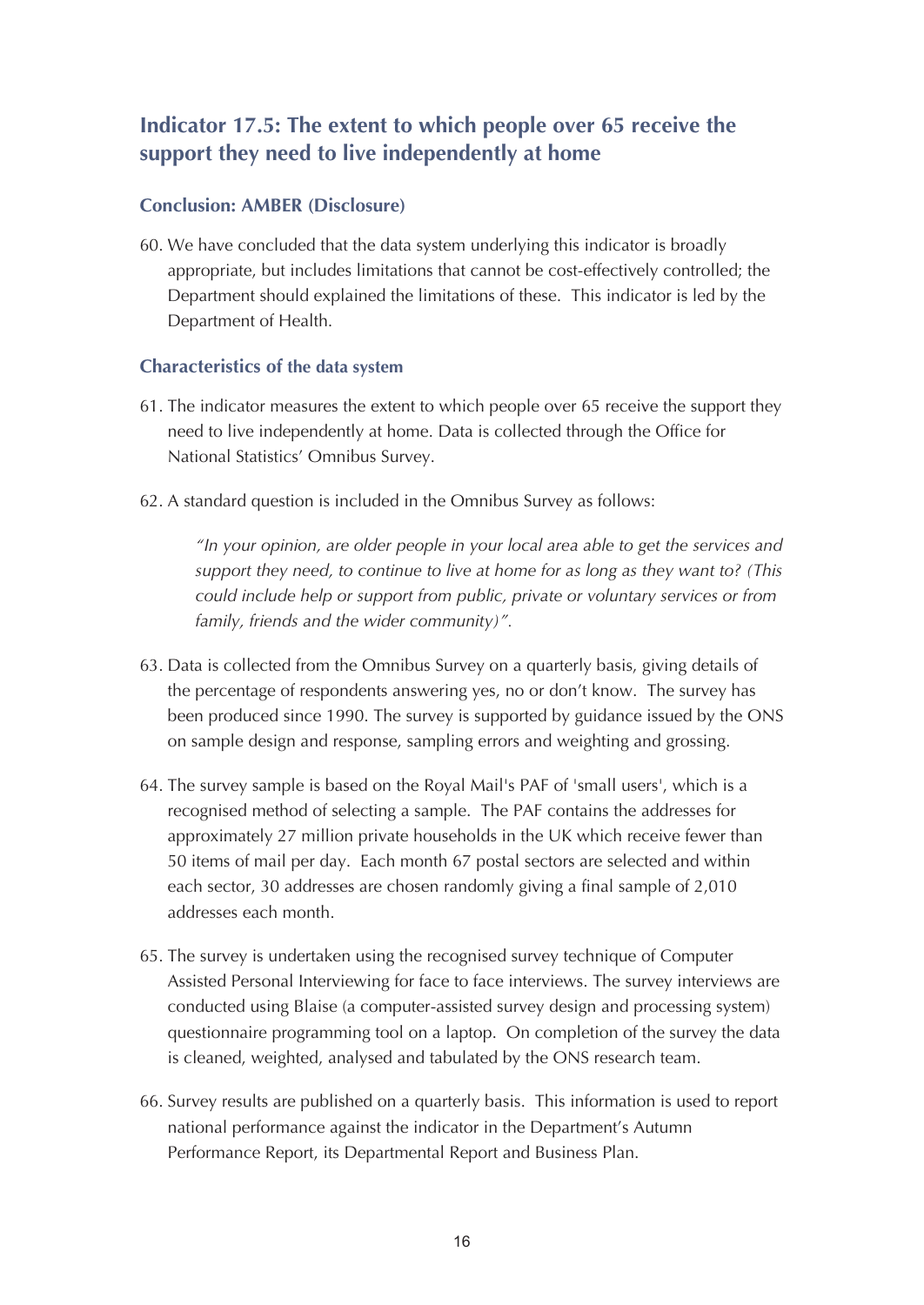## Indicator 17.5: The extent to which people over 65 receive the support they need to live independently at home

### Conclusion: AMBER (Disclosure)

60. We have concluded that the data system underlying this indicator is broadly appropriate, but includes limitations that cannot be cost-effectively controlled; the Department should explained the limitations of these. This indicator is led by the Department of Health.

### Characteristics of the data system

61. The indicator measures the extent to which people over 65 receive the support they need to live independently at home. Data is collected through the Office for National Statistics' Omnibus Survey.

62. A standard question is included in the Omnibus Survey as follows:

    *"In your opinion, are older people in your local area able to get the services and support they need, to continue to live at home for as long as they want to? (This could include help or support from public, private or voluntary services or from family, friends and the wider community)".*

63. Data is collected from the Omnibus Survey on a quarterly basis, giving details of the percentage of respondents answering yes, no or don't know. The survey has been produced since 1990. The survey is supported by guidance issued by the ONS on sample design and response, sampling errors and weighting and grossing.

64. The survey sample is based on the Royal Mail's PAF of 'small users', which is a recognised method of selecting a sample. The PAF contains the addresses for approximately 27 million private households in the UK which receive fewer than 50 items of mail per day. Each month 67 postal sectors are selected and within each sector, 30 addresses are chosen randomly giving a final sample of 2,010 addresses each month.

65. The survey is undertaken using the recognised survey technique of Computer Assisted Personal Interviewing for face to face interviews. The survey interviews are conducted using Blaise (a computer-assisted survey design and processing system) questionnaire programming tool on a laptop. On completion of the survey the data is cleaned, weighted, analysed and tabulated by the ONS research team.

66. Survey results are published on a quarterly basis. This information is used to report national performance against the indicator in the Department's Autumn Performance Report, its Departmental Report and Business Plan.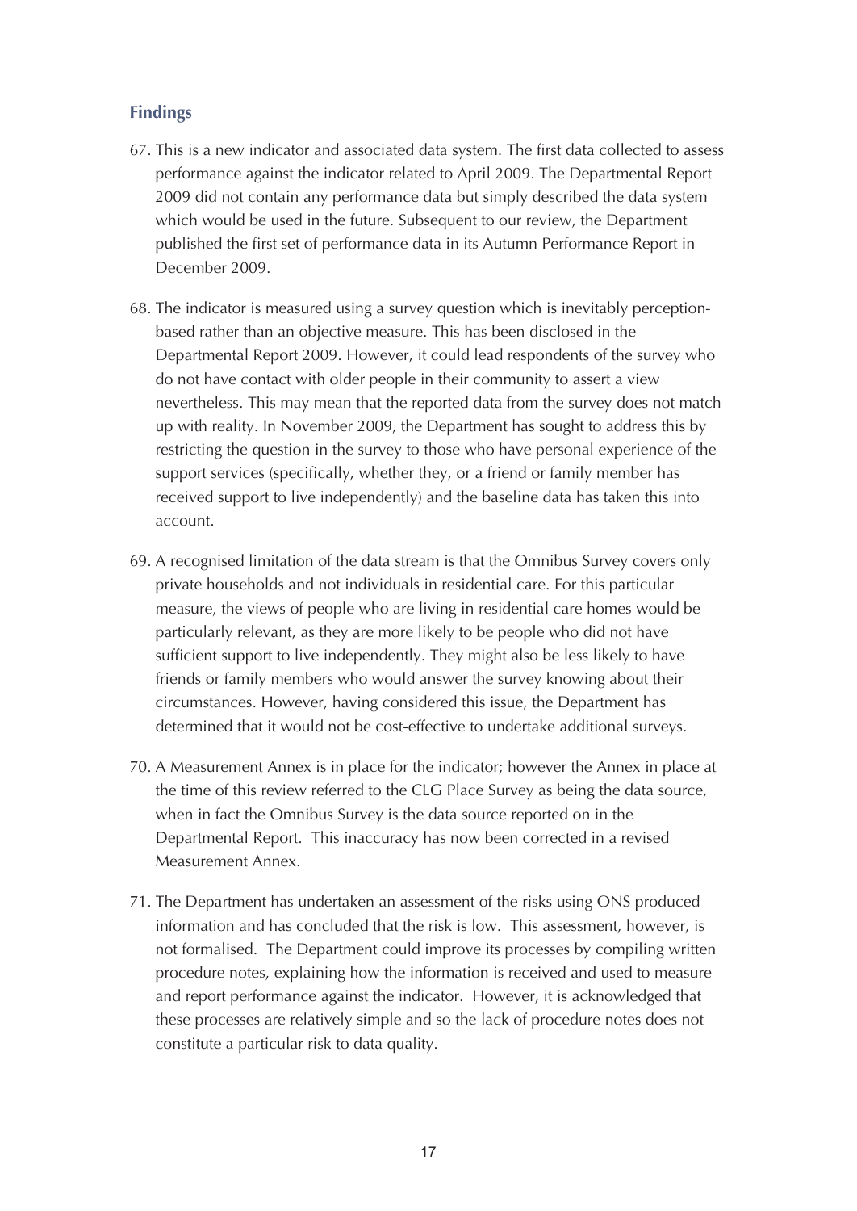## Findings

67. This is a new indicator and associated data system. The first data collected to assess performance against the indicator related to April 2009. The Departmental Report 2009 did not contain any performance data but simply described the data system which would be used in the future. Subsequent to our review, the Department published the first set of performance data in its Autumn Performance Report in December 2009.

68. The indicator is measured using a survey question which is inevitably perception-based rather than an objective measure. This has been disclosed in the Departmental Report 2009. However, it could lead respondents of the survey who do not have contact with older people in their community to assert a view nevertheless. This may mean that the reported data from the survey does not match up with reality. In November 2009, the Department has sought to address this by restricting the question in the survey to those who have personal experience of the support services (specifically, whether they, or a friend or family member has received support to live independently) and the baseline data has taken this into account.

69. A recognised limitation of the data stream is that the Omnibus Survey covers only private households and not individuals in residential care. For this particular measure, the views of people who are living in residential care homes would be particularly relevant, as they are more likely to be people who did not have sufficient support to live independently. They might also be less likely to have friends or family members who would answer the survey knowing about their circumstances. However, having considered this issue, the Department has determined that it would not be cost-effective to undertake additional surveys.

70. A Measurement Annex is in place for the indicator; however the Annex in place at the time of this review referred to the CLG Place Survey as being the data source, when in fact the Omnibus Survey is the data source reported on in the Departmental Report. This inaccuracy has now been corrected in a revised Measurement Annex.

71. The Department has undertaken an assessment of the risks using ONS produced information and has concluded that the risk is low. This assessment, however, is not formalised. The Department could improve its processes by compiling written procedure notes, explaining how the information is received and used to measure and report performance against the indicator. However, it is acknowledged that these processes are relatively simple and so the lack of procedure notes does not constitute a particular risk to data quality.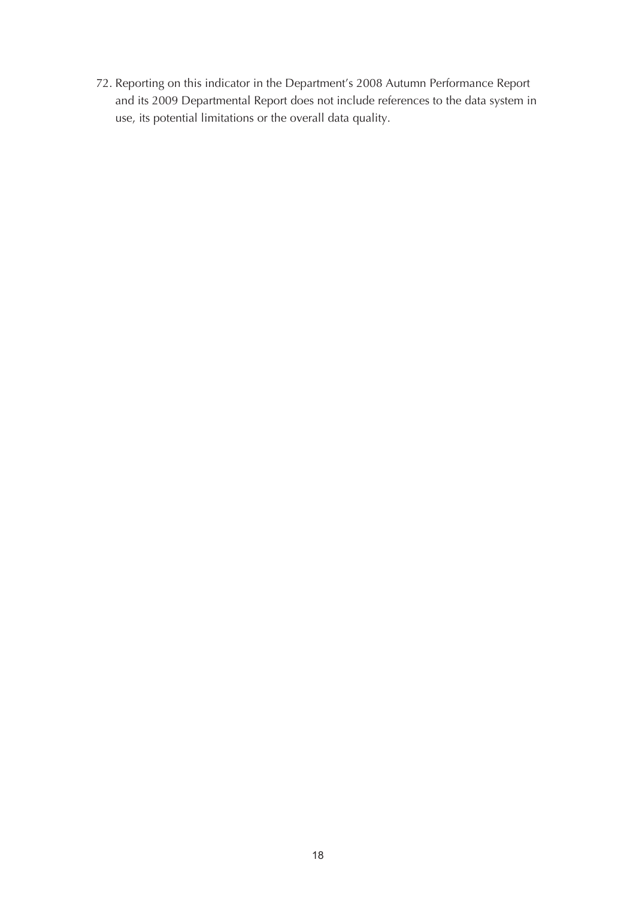72. Reporting on this indicator in the Department's 2008 Autumn Performance Report and its 2009 Departmental Report does not include references to the data system in use, its potential limitations or the overall data quality.